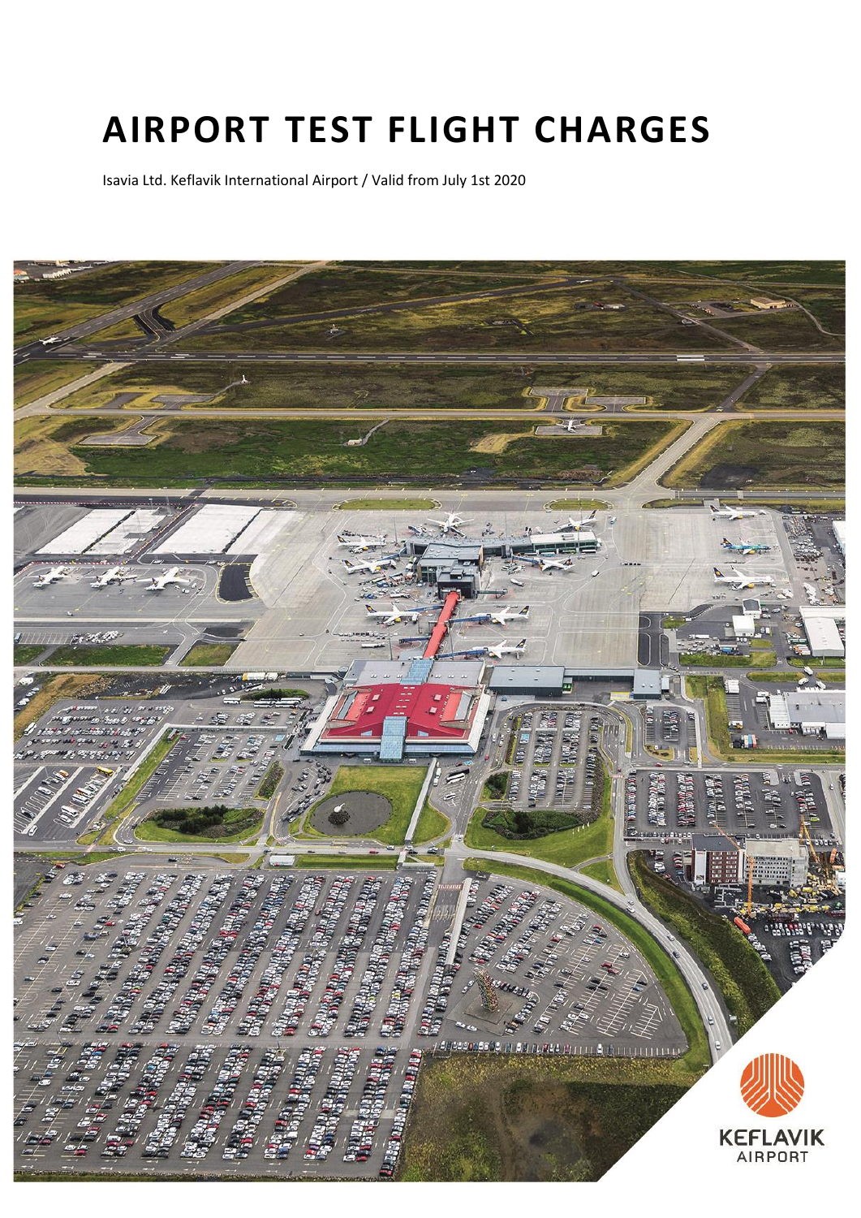# AIRPORT TEST FLIGHT CHARGES

Isavia Ltd. Keflavik International Airport / Valid from July 1st 2020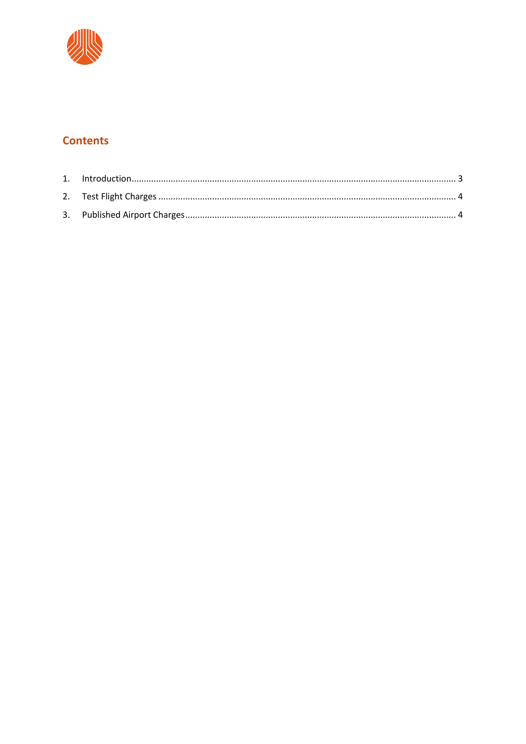## Contents

1. Introduction.................................................................................................................................... 3
2. Test Flight Charges ........................................................................................................................ 4
3. Published Airport Charges............................................................................................................. 4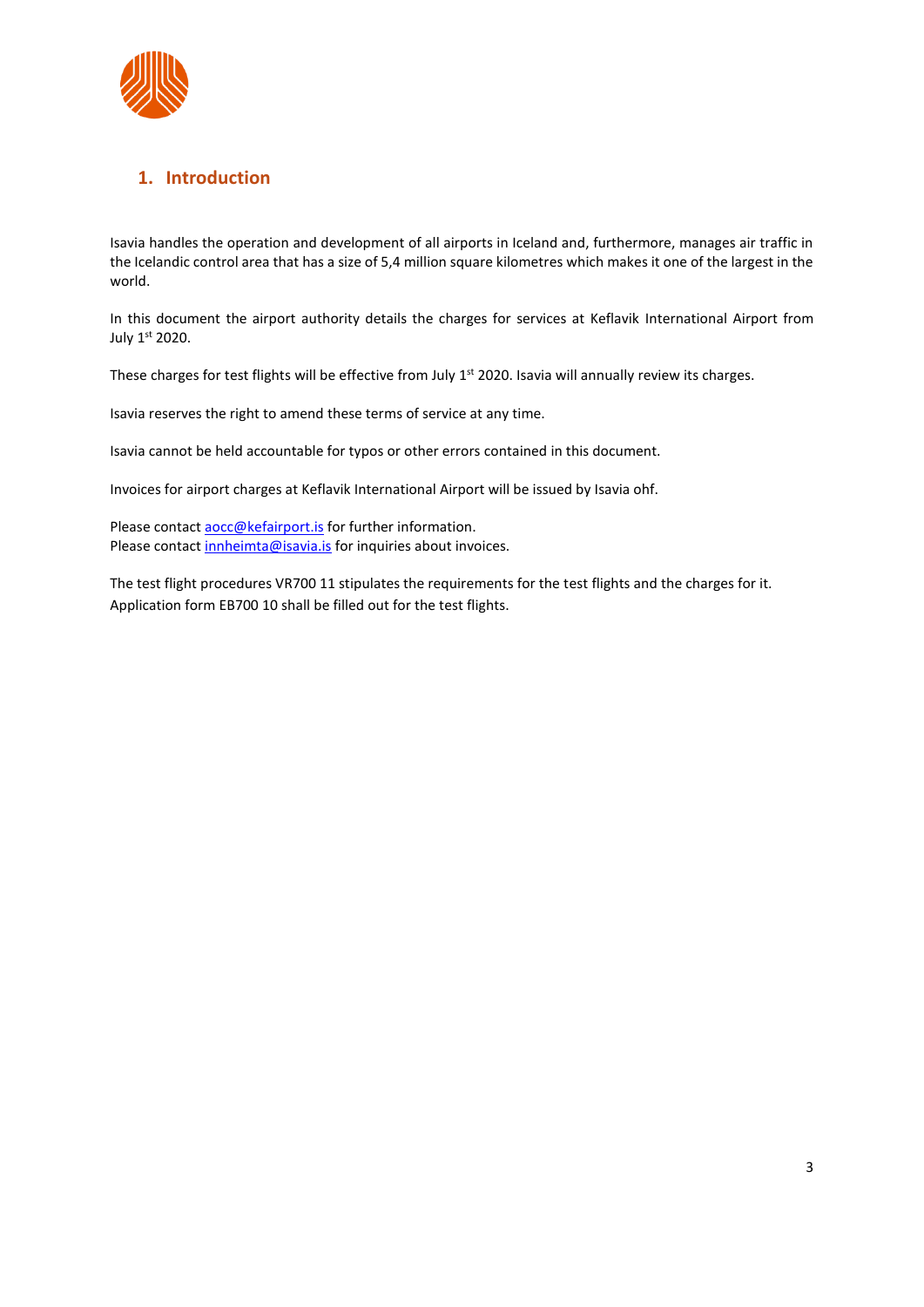## 1. Introduction

Isavia handles the operation and development of all airports in Iceland and, furthermore, manages air traffic in the Icelandic control area that has a size of 5,4 million square kilometres which makes it one of the largest in the world.

In this document the airport authority details the charges for services at Keflavik International Airport from July 1st 2020.

These charges for test flights will be effective from July 1st 2020. Isavia will annually review its charges.

Isavia reserves the right to amend these terms of service at any time.

Isavia cannot be held accountable for typos or other errors contained in this document.

Invoices for airport charges at Keflavik International Airport will be issued by Isavia ohf.

Please contact aocc@kefairport.is for further information.
Please contact innheimta@isavia.is for inquiries about invoices.

The test flight procedures VR700 11 stipulates the requirements for the test flights and the charges for it. Application form EB700 10 shall be filled out for the test flights.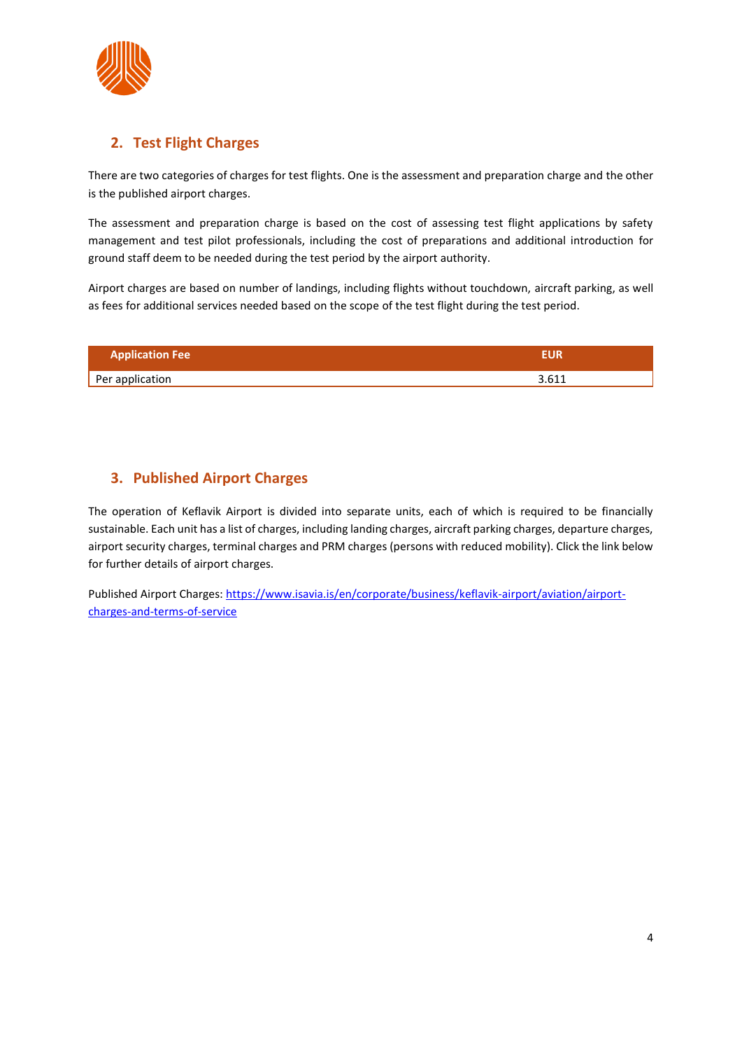## 2. Test Flight Charges

There are two categories of charges for test flights. One is the assessment and preparation charge and the other is the published airport charges.

The assessment and preparation charge is based on the cost of assessing test flight applications by safety management and test pilot professionals, including the cost of preparations and additional introduction for ground staff deem to be needed during the test period by the airport authority.

Airport charges are based on number of landings, including flights without touchdown, aircraft parking, as well as fees for additional services needed based on the scope of the test flight during the test period.

| Application Fee | EUR |
|---|---|
| Per application | 3.611 |

## 3. Published Airport Charges

The operation of Keflavik Airport is divided into separate units, each of which is required to be financially sustainable. Each unit has a list of charges, including landing charges, aircraft parking charges, departure charges, airport security charges, terminal charges and PRM charges (persons with reduced mobility). Click the link below for further details of airport charges.

Published Airport Charges: https://www.isavia.is/en/corporate/business/keflavik-airport/aviation/airport-charges-and-terms-of-service